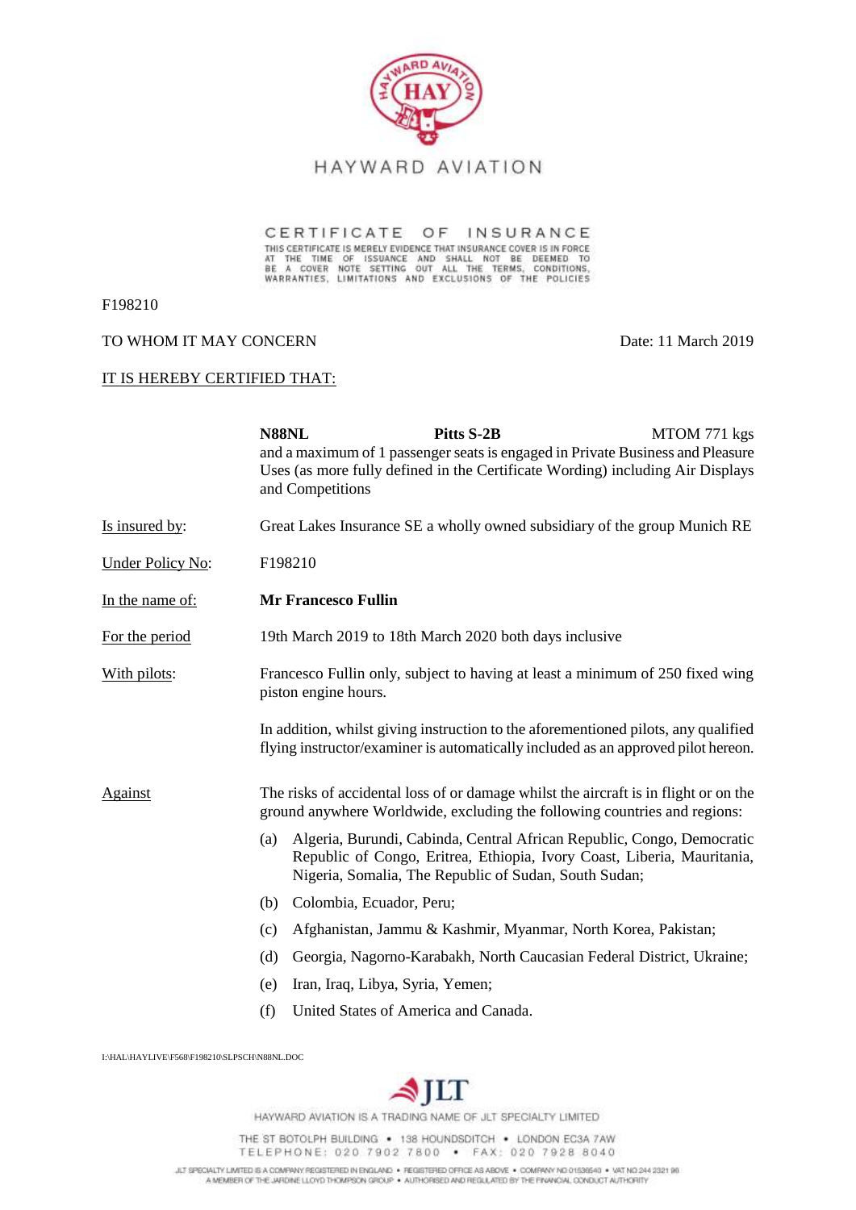HAYWARD AVIATION

# CERTIFICATE OF INSURANCE

THIS CERTIFICATE IS MERELY EVIDENCE THAT INSURANCE COVER IS IN FORCE AT THE TIME OF ISSUANCE AND SHALL NOT BE DEEMED TO BE A COVER NOTE SETTING OUT ALL THE TERMS, CONDITIONS, WARRANTIES, LIMITATIONS AND EXCLUSIONS OF THE POLICIES

F198210

TO WHOM IT MAY CONCERN

Date: 11 March 2019

IT IS HEREBY CERTIFIED THAT:

**N88NL** **Pitts S-2B** MTOM 771 kgs
and a maximum of 1 passenger seats is engaged in Private Business and Pleasure Uses (as more fully defined in the Certificate Wording) including Air Displays and Competitions

Is insured by: Great Lakes Insurance SE a wholly owned subsidiary of the group Munich RE

Under Policy No: F198210

In the name of: **Mr Francesco Fullin**

For the period: 19th March 2019 to 18th March 2020 both days inclusive

With pilots: Francesco Fullin only, subject to having at least a minimum of 250 fixed wing piston engine hours.

In addition, whilst giving instruction to the aforementioned pilots, any qualified flying instructor/examiner is automatically included as an approved pilot hereon.

Against: The risks of accidental loss of or damage whilst the aircraft is in flight or on the ground anywhere Worldwide, excluding the following countries and regions:

(a) Algeria, Burundi, Cabinda, Central African Republic, Congo, Democratic Republic of Congo, Eritrea, Ethiopia, Ivory Coast, Liberia, Mauritania, Nigeria, Somalia, The Republic of Sudan, South Sudan;

(b) Colombia, Ecuador, Peru;

(c) Afghanistan, Jammu & Kashmir, Myanmar, North Korea, Pakistan;

(d) Georgia, Nagorno-Karabakh, North Caucasian Federal District, Ukraine;

(e) Iran, Iraq, Libya, Syria, Yemen;

(f) United States of America and Canada.

I:\HAL\HAYLIVE\F568\F198210\SLPSCH\N88NL.DOC

HAYWARD AVIATION IS A TRADING NAME OF JLT SPECIALTY LIMITED

THE ST BOTOLPH BUILDING • 138 HOUNDSDITCH • LONDON EC3A 7AW
TELEPHONE: 020 7902 7800 • FAX: 020 7928 8040

JLT SPECIALTY LIMITED IS A COMPANY REGISTERED IN ENGLAND • REGISTERED OFFICE AS ABOVE • COMPANY NO 01536540 • VAT NO 244 2321 96
A MEMBER OF THE JARDINE LLOYD THOMPSON GROUP • AUTHORISED AND REGULATED BY THE FINANCIAL CONDUCT AUTHORITY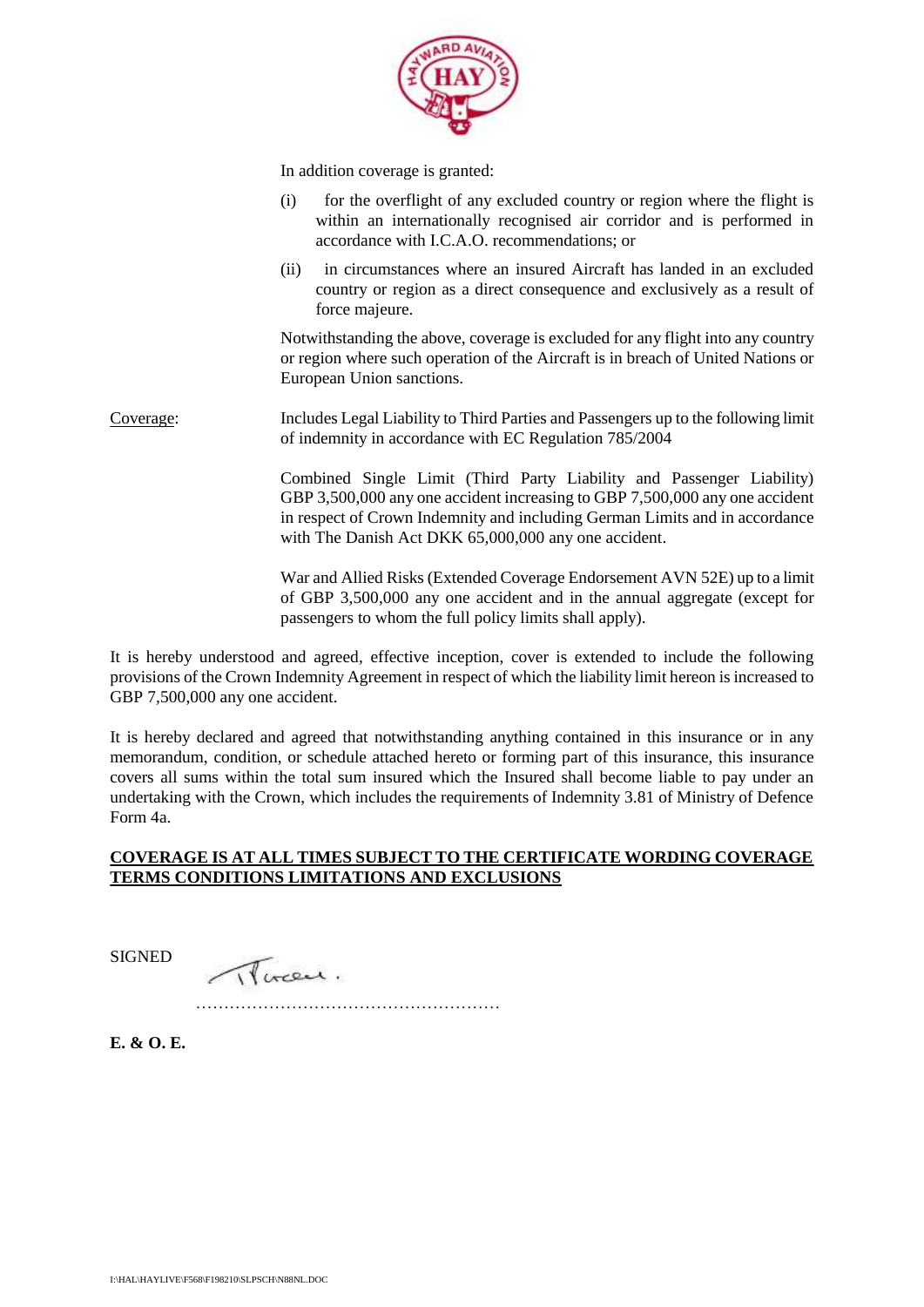In addition coverage is granted:

(i) for the overflight of any excluded country or region where the flight is within an internationally recognised air corridor and is performed in accordance with I.C.A.O. recommendations; or

(ii) in circumstances where an insured Aircraft has landed in an excluded country or region as a direct consequence and exclusively as a result of force majeure.

Notwithstanding the above, coverage is excluded for any flight into any country or region where such operation of the Aircraft is in breach of United Nations or European Union sanctions.

Coverage: Includes Legal Liability to Third Parties and Passengers up to the following limit of indemnity in accordance with EC Regulation 785/2004

Combined Single Limit (Third Party Liability and Passenger Liability) GBP 3,500,000 any one accident increasing to GBP 7,500,000 any one accident in respect of Crown Indemnity and including German Limits and in accordance with The Danish Act DKK 65,000,000 any one accident.

War and Allied Risks (Extended Coverage Endorsement AVN 52E) up to a limit of GBP 3,500,000 any one accident and in the annual aggregate (except for passengers to whom the full policy limits shall apply).

It is hereby understood and agreed, effective inception, cover is extended to include the following provisions of the Crown Indemnity Agreement in respect of which the liability limit hereon is increased to GBP 7,500,000 any one accident.

It is hereby declared and agreed that notwithstanding anything contained in this insurance or in any memorandum, condition, or schedule attached hereto or forming part of this insurance, this insurance covers all sums within the total sum insured which the Insured shall become liable to pay under an undertaking with the Crown, which includes the requirements of Indemnity 3.81 of Ministry of Defence Form 4a.

**COVERAGE IS AT ALL TIMES SUBJECT TO THE CERTIFICATE WORDING COVERAGE TERMS CONDITIONS LIMITATIONS AND EXCLUSIONS**

SIGNED ……………………………………………

**E. & O. E.**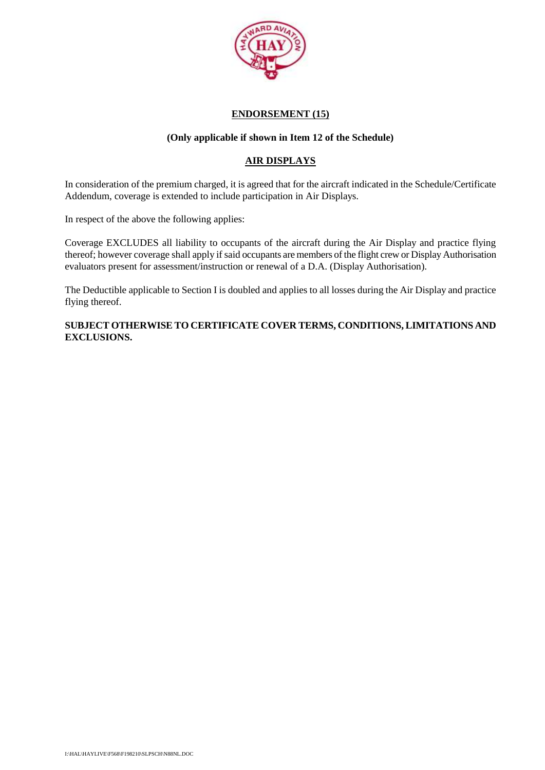**ENDORSEMENT (15)**

**(Only applicable if shown in Item 12 of the Schedule)**

**AIR DISPLAYS**

In consideration of the premium charged, it is agreed that for the aircraft indicated in the Schedule/Certificate Addendum, coverage is extended to include participation in Air Displays.

In respect of the above the following applies:

Coverage EXCLUDES all liability to occupants of the aircraft during the Air Display and practice flying thereof; however coverage shall apply if said occupants are members of the flight crew or Display Authorisation evaluators present for assessment/instruction or renewal of a D.A. (Display Authorisation).

The Deductible applicable to Section I is doubled and applies to all losses during the Air Display and practice flying thereof.

**SUBJECT OTHERWISE TO CERTIFICATE COVER TERMS, CONDITIONS, LIMITATIONS AND EXCLUSIONS.**